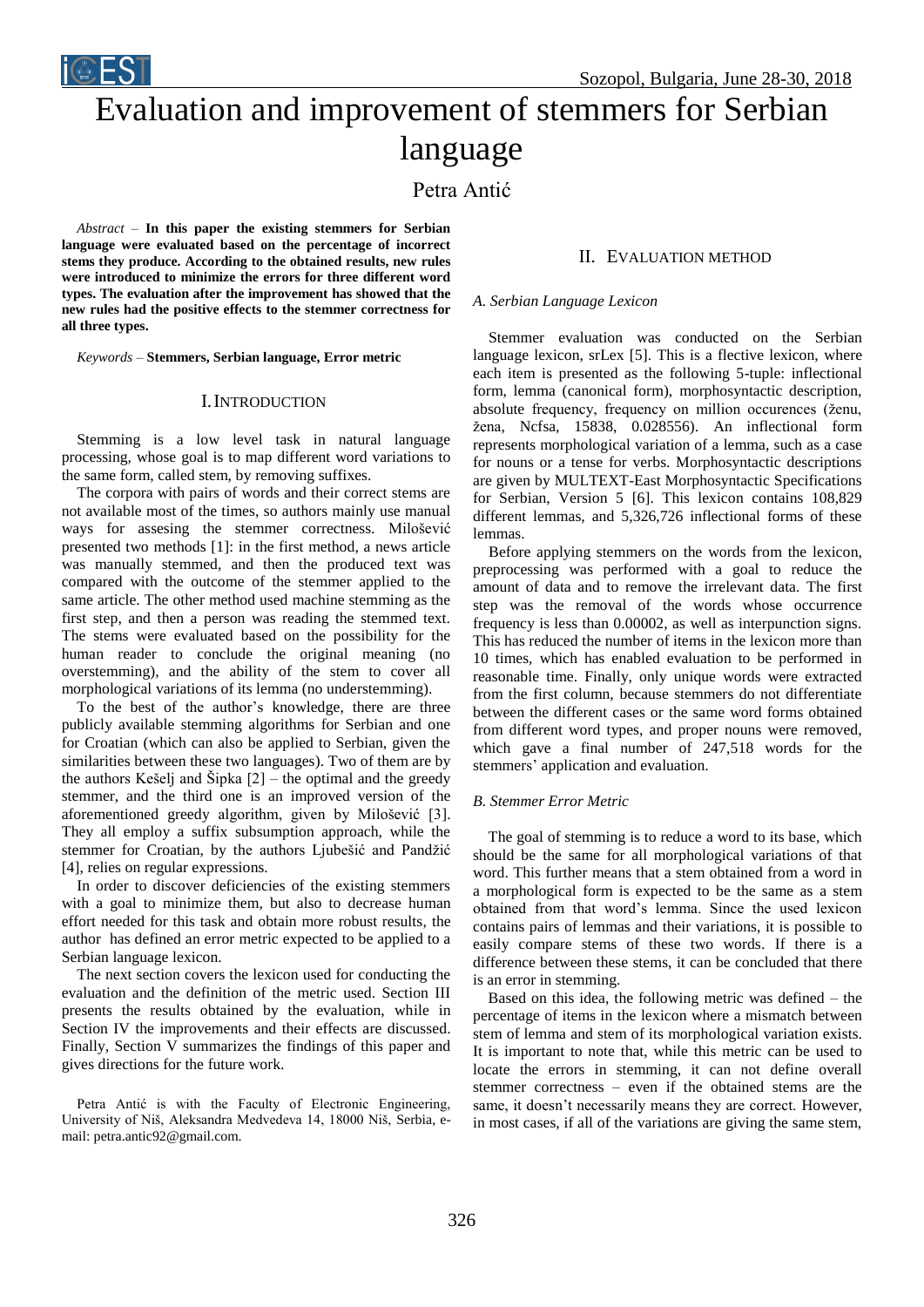# Evaluation and improvement of stemmers for Serbian language

Petra Antić

*Abstract* – **In this paper the existing stemmers for Serbian language were evaluated based on the percentage of incorrect stems they produce. According to the obtained results, new rules were introduced to minimize the errors for three different word types. The evaluation after the improvement has showed that the new rules had the positive effects to the stemmer correctness for all three types.**

*Keywords* – **Stemmers, Serbian language, Error metric**

## I. Introduction

Stemming is a low level task in natural language processing, whose goal is to map different word variations to the same form, called stem, by removing suffixes.

The corpora with pairs of words and their correct stems are not available most of the times, so authors mainly use manual ways for assesing the stemmer correctness. Milošević presented two methods [1]: in the first method, a news article was manually stemmed, and then the produced text was compared with the outcome of the stemmer applied to the same article. The other method used machine stemming as the first step, and then a person was reading the stemmed text. The stems were evaluated based on the possibility for the human reader to conclude the original meaning (no overstemming), and the ability of the stem to cover all morphological variations of its lemma (no understemming).

To the best of the author's knowledge, there are three publicly available stemming algorithms for Serbian and one for Croatian (which can also be applied to Serbian, given the similarities between these two languages). Two of them are by the authors Kešelj and Šipka [2] – the optimal and the greedy stemmer, and the third one is an improved version of the aforementioned greedy algorithm, given by Milošević [3]. They all employ a suffix subsumption approach, while the stemmer for Croatian, by the authors Ljubešić and Pandžić [4], relies on regular expressions.

In order to discover deficiencies of the existing stemmers with a goal to minimize them, but also to decrease human effort needed for this task and obtain more robust results, the author has defined an error metric expected to be applied to a Serbian language lexicon.

The next section covers the lexicon used for conducting the evaluation and the definition of the metric used. Section III presents the results obtained by the evaluation, while in Section IV the improvements and their effects are discussed. Finally, Section V summarizes the findings of this paper and gives directions for the future work.

Petra Antić is with the Faculty of Electronic Engineering, University of Niš, Aleksandra Medvedeva 14, 18000 Niš, Serbia, e-mail: petra.antic92@gmail.com.

## II. Evaluation method

### A. Serbian Language Lexicon

Stemmer evaluation was conducted on the Serbian language lexicon, srLex [5]. This is a flective lexicon, where each item is presented as the following 5-tuple: inflectional form, lemma (canonical form), morphosyntactic description, absolute frequency, frequency on million occurences (ženu, žena, Ncfsa, 15838, 0.028556). An inflectional form represents morphological variation of a lemma, such as a case for nouns or a tense for verbs. Morphosyntactic descriptions are given by MULTEXT-East Morphosyntactic Specifications for Serbian, Version 5 [6]. This lexicon contains 108,829 different lemmas, and 5,326,726 inflectional forms of these lemmas.

Before applying stemmers on the words from the lexicon, preprocessing was performed with a goal to reduce the amount of data and to remove the irrelevant data. The first step was the removal of the words whose occurrence frequency is less than 0.00002, as well as interpunction signs. This has reduced the number of items in the lexicon more than 10 times, which has enabled evaluation to be performed in reasonable time. Finally, only unique words were extracted from the first column, because stemmers do not differentiate between the different cases or the same word forms obtained from different word types, and proper nouns were removed, which gave a final number of 247,518 words for the stemmers' application and evaluation.

### B. Stemmer Error Metric

The goal of stemming is to reduce a word to its base, which should be the same for all morphological variations of that word. This further means that a stem obtained from a word in a morphological form is expected to be the same as a stem obtained from that word's lemma. Since the used lexicon contains pairs of lemmas and their variations, it is possible to easily compare stems of these two words. If there is a difference between these stems, it can be concluded that there is an error in stemming.

Based on this idea, the following metric was defined – the percentage of items in the lexicon where a mismatch between stem of lemma and stem of its morphological variation exists. It is important to note that, while this metric can be used to locate the errors in stemming, it can not define overall stemmer correctness – even if the obtained stems are the same, it doesn't necessarily mean they are correct. However, in most cases, if all of the variations are giving the same stem,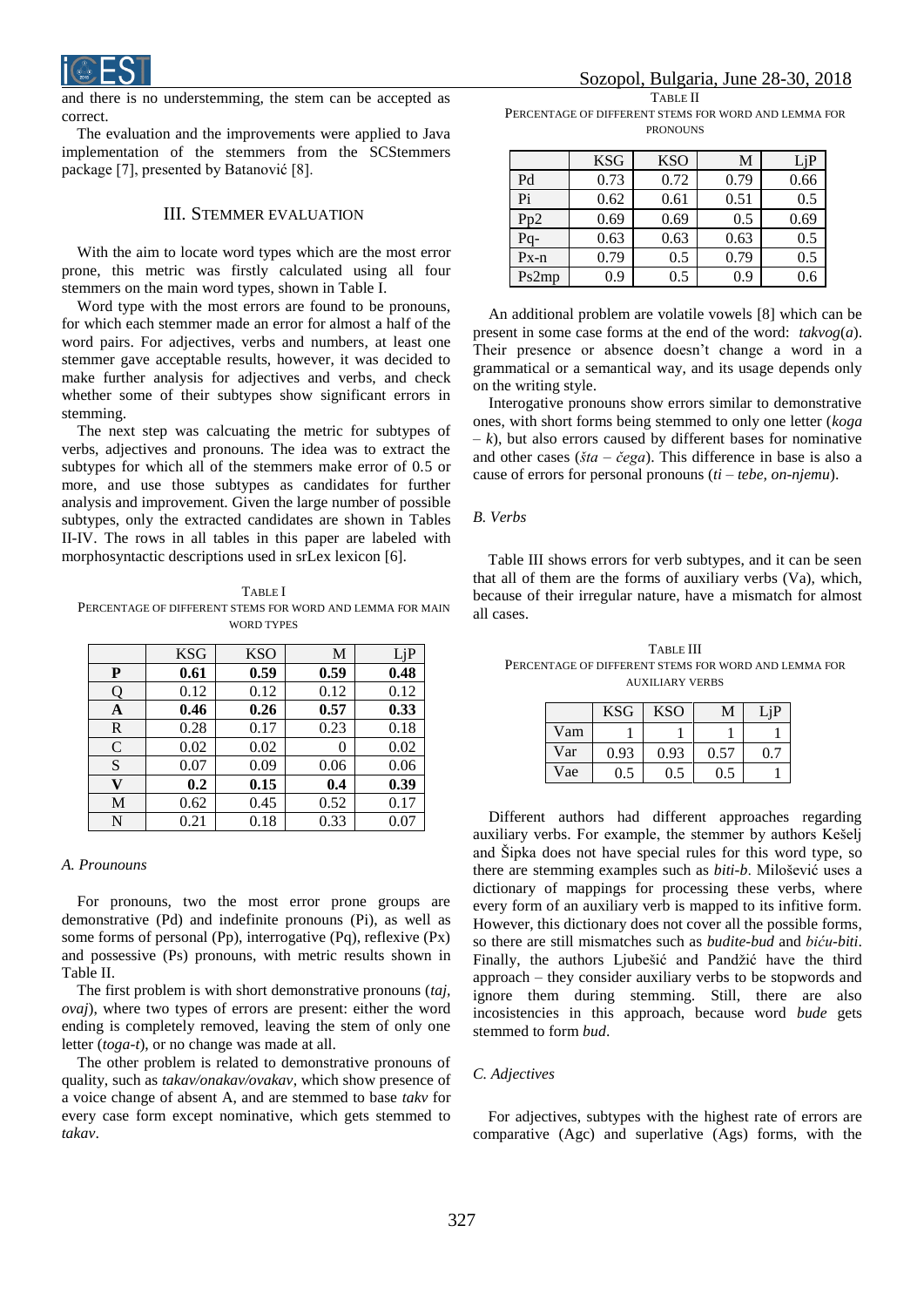and there is no understemming, the stem can be accepted as correct.

The evaluation and the improvements were applied to Java implementation of the stemmers from the SCStemmers package [7], presented by Batanović [8].

## III. Stemmer Evaluation

With the aim to locate word types which are the most error prone, this metric was firstly calculated using all four stemmers on the main word types, shown in Table I.

Word type with the most errors are found to be pronouns, for which each stemmer made an error for almost a half of the word pairs. For adjectives, verbs and numbers, at least one stemmer gave acceptable results, however, it was decided to make further analysis for adjectives and verbs, and check whether some of their subtypes show significant errors in stemming.

The next step was calcuating the metric for subtypes of verbs, adjectives and pronouns. The idea was to extract the subtypes for which all of the stemmers make error of 0.5 or more, and use those subtypes as candidates for further analysis and improvement. Given the large number of possible subtypes, only the extracted candidates are shown in Tables II-IV. The rows in all tables in this paper are labeled with morphosyntactic descriptions used in srLex lexicon [6].

Table I
Percentage of different stems for word and lemma for main word types

| | KSG | KSO | M | LjP |
|---|---|---|---|---|
| **P** | **0.61** | **0.59** | **0.59** | **0.48** |
| Q | 0.12 | 0.12 | 0.12 | 0.12 |
| **A** | **0.46** | **0.26** | **0.57** | **0.33** |
| R | 0.28 | 0.17 | 0.23 | 0.18 |
| C | 0.02 | 0.02 | 0 | 0.02 |
| S | 0.07 | 0.09 | 0.06 | 0.06 |
| **V** | **0.2** | **0.15** | **0.4** | **0.39** |
| M | 0.62 | 0.45 | 0.52 | 0.17 |
| N | 0.21 | 0.18 | 0.33 | 0.07 |

### A. Prounouns

For pronouns, two the most error prone groups are demonstrative (Pd) and indefinite pronouns (Pi), as well as some forms of personal (Pp), interrogative (Pq), reflexive (Px) and possessive (Ps) pronouns, with metric results shown in Table II.

The first problem is with short demonstrative pronouns (*taj*, *ovaj*), where two types of errors are present: either the word ending is completely removed, leaving the stem of only one letter (*toga-t*), or no change was made at all.

The other problem is related to demonstrative pronouns of quality, such as *takav/onakav/ovakav*, which show presence of a voice change of absent A, and are stemmed to base *takv* for every case form except nominative, which gets stemmed to *takav*.

Table II
Percentage of different stems for word and lemma for pronouns

| | KSG | KSO | M | LjP |
|---|---|---|---|---|
| Pd | 0.73 | 0.72 | 0.79 | 0.66 |
| Pi | 0.62 | 0.61 | 0.51 | 0.5 |
| Pp2 | 0.69 | 0.69 | 0.5 | 0.69 |
| Pq- | 0.63 | 0.63 | 0.63 | 0.5 |
| Px-n | 0.79 | 0.5 | 0.79 | 0.5 |
| Ps2mp | 0.9 | 0.5 | 0.9 | 0.6 |

An additional problem are volatile vowels [8] which can be present in some case forms at the end of the word: *takvog*(*a*). Their presence or absence doesn't change a word in a grammatical or a semantical way, and its usage depends only on the writing style.

Interogative pronouns show errors similar to demonstrative ones, with short forms being stemmed to only one letter (*koga – k*), but also errors caused by different bases for nominative and other cases (*šta – čega*). This difference in base is also a cause of errors for personal pronouns (*ti – tebe, on-njemu*).

### B. Verbs

Table III shows errors for verb subtypes, and it can be seen that all of them are the forms of auxiliary verbs (Va), which, because of their irregular nature, have a mismatch for almost all cases.

Table III
Percentage of different stems for word and lemma for auxiliary verbs

| | KSG | KSO | M | LjP |
|---|---|---|---|---|
| Vam | 1 | 1 | 1 | 1 |
| Var | 0.93 | 0.93 | 0.57 | 0.7 |
| Vae | 0.5 | 0.5 | 0.5 | 1 |

Different authors had different approaches regarding auxiliary verbs. For example, the stemmer by authors Kešelj and Šipka does not have special rules for this word type, so there are stemming examples such as *biti-b*. Milošević uses a dictionary of mappings for processing these verbs, where every form of an auxiliary verb is mapped to its infitive form. However, this dictionary does not cover all the possible forms, so there are still mismatches such as *budite-bud* and *biću-biti*. Finally, the authors Ljubešić and Pandžić have the third approach – they consider auxiliary verbs to be stopwords and ignore them during stemming. Still, there are also incosistencies in this approach, because word *bude* gets stemmed to form *bud*.

### C. Adjectives

For adjectives, subtypes with the highest rate of errors are comparative (Agc) and superlative (Ags) forms, with the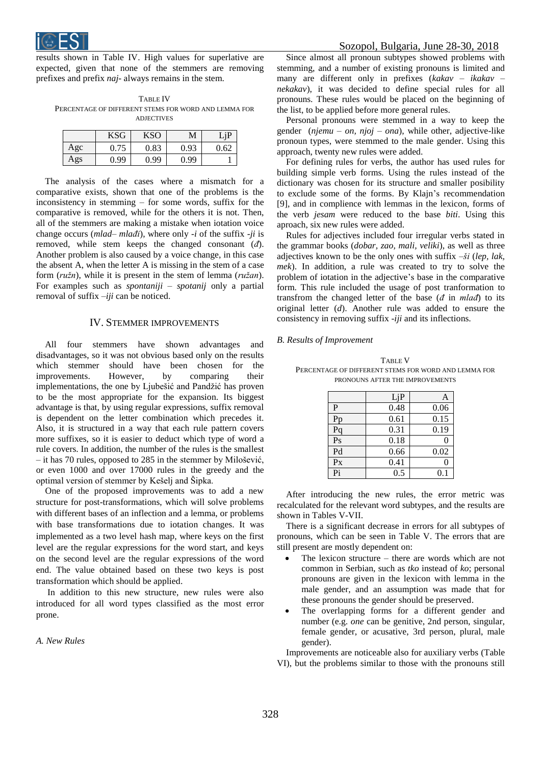results shown in Table IV. High values for superlative are expected, given that none of the stemmers are removing prefixes and prefix *naj-* always remains in the stem.

TABLE IV
PERCENTAGE OF DIFFERENT STEMS FOR WORD AND LEMMA FOR ADJECTIVES

| | KSG | KSO | M | LjP |
|---|---|---|---|---|
| Agc | 0.75 | 0.83 | 0.93 | 0.62 |
| Ags | 0.99 | 0.99 | 0.99 | 1 |

The analysis of the cases where a mismatch for a comparative exists, shown that one of the problems is the inconsistency in stemming – for some words, suffix for the comparative is removed, while for the others it is not. Then, all of the stemmers are making a mistake when iotation voice change occurs (*mlad– mlađi*), where only *-i* of the suffix *-ji* is removed, while stem keeps the changed consonant (*đ*). Another problem is also caused by a voice change, in this case the absent A, when the letter A is missing in the stem of a case form (*ružn*), while it is present in the stem of lemma (*ružan*). For examples such as *spontaniji – spotanij* only a partial removal of suffix *–iji* can be noticed.

## IV. Stemmer Improvements

All four stemmers have shown advantages and disadvantages, so it was not obvious based only on the results which stemmer should have been chosen for the improvements. However, by comparing their implementations, the one by Ljubešić and Pandžić has proven to be the most appropriate for the expansion. Its biggest advantage is that, by using regular expressions, suffix removal is dependent on the letter combination which precedes it. Also, it is structured in a way that each rule pattern covers more suffixes, so it is easier to deduct which type of word a rule covers. In addition, the number of the rules is the smallest – it has 70 rules, opposed to 285 in the stemmer by Milošević, or even 1000 and over 17000 rules in the greedy and the optimal version of stemmer by Kešelj and Šipka.

One of the proposed improvements was to add a new structure for post-transformations, which will solve problems with different bases of an inflection and a lemma, or problems with base transformations due to iotation changes. It was implemented as a two level hash map, where keys on the first level are the regular expressions for the word start, and keys on the second level are the regular expressions of the word end. The value obtained based on these two keys is post transformation which should be applied.

In addition to this new structure, new rules were also introduced for all word types classified as the most error prone.

### A. New Rules

Since almost all pronoun subtypes showed problems with stemming, and a number of existing pronouns is limited and many are different only in prefixes (*kakav – ikakav – nekakav*), it was decided to define special rules for all pronouns. These rules would be placed on the beginning of the list, to be applied before more general rules.

Personal pronouns were stemmed in a way to keep the gender (*njemu – on, njoj – ona*), while other, adjective-like pronoun types, were stemmed to the male gender. Using this approach, twenty new rules were added.

For defining rules for verbs, the author has used rules for building simple verb forms. Using the rules instead of the dictionary was chosen for its structure and smaller posibility to exclude some of the forms. By Klajn's recommendation [9], and in compliance with lemmas in the lexicon, forms of the verb *jesam* were reduced to the base *biti*. Using this aproach, six new rules were added.

Rules for adjectives included four irregular verbs stated in the grammar books (*dobar, zao, mali, veliki*), as well as three adjectives known to be the only ones with suffix *–ši* (*lep, lak, mek*). In addition, a rule was created to try to solve the problem of iotation in the adjective's base in the comparative form. This rule included the usage of post tranformation to transfrom the changed letter of the base (*đ* in *mlađ*) to its original letter (*d*). Another rule was added to ensure the consistency in removing suffix *-iji* and its inflections.

### B. Results of Improvement

TABLE V
PERCENTAGE OF DIFFERENT STEMS FOR WORD AND LEMMA FOR PRONOUNS AFTER THE IMPROVEMENTS

| | LjP | A |
|---|---|---|
| P | 0.48 | 0.06 |
| Pp | 0.61 | 0.15 |
| Pq | 0.31 | 0.19 |
| Ps | 0.18 | 0 |
| Pd | 0.66 | 0.02 |
| Px | 0.41 | 0 |
| Pi | 0.5 | 0.1 |

After introducing the new rules, the error metric was recalculated for the relevant word subtypes, and the results are shown in Tables V-VII.

There is a significant decrease in errors for all subtypes of pronouns, which can be seen in Table V. The errors that are still present are mostly dependent on:

- The lexicon structure – there are words which are not common in Serbian, such as *tko* instead of *ko*; personal pronouns are given in the lexicon with lemma in the male gender, and an assumption was made that for these pronouns the gender should be preserved.
- The overlapping forms for a different gender and number (e.g. *one* can be genitive, 2nd person, singular, female gender, or acusative, 3rd person, plural, male gender).

Improvements are noticeable also for auxiliary verbs (Table VI), but the problems similar to those with the pronouns still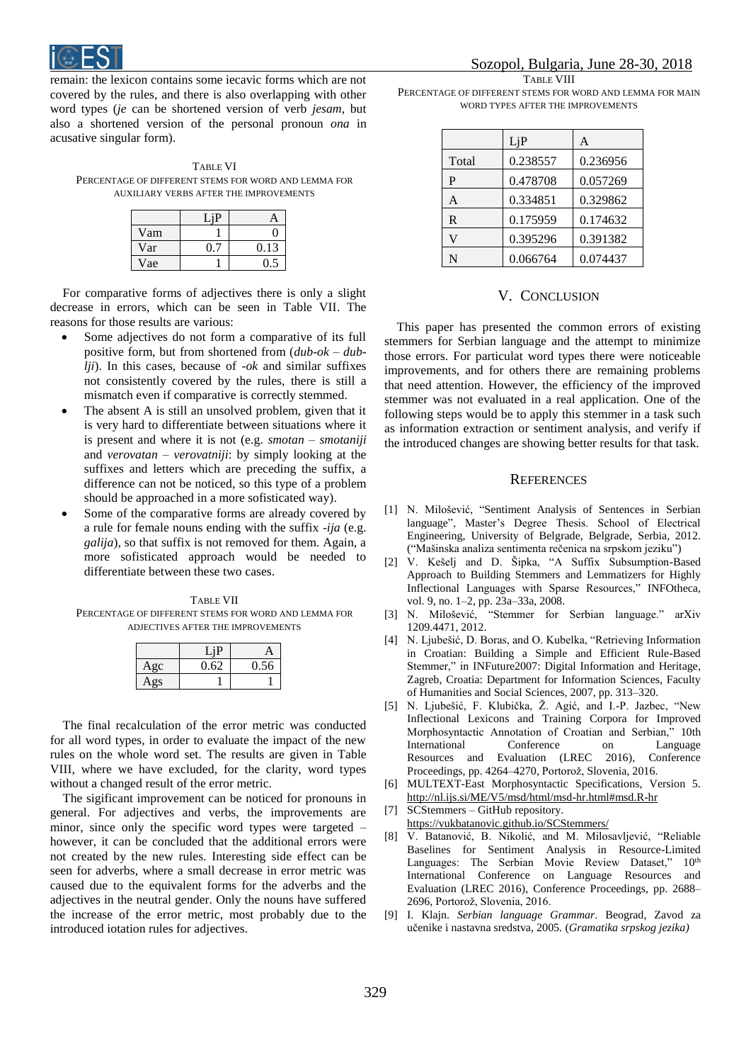remain: the lexicon contains some iecavic forms which are not covered by the rules, and there is also overlapping with other word types (*je* can be shortened version of verb *jesam*, but also a shortened version of the personal pronoun *ona* in acusative singular form).

TABLE VI
PERCENTAGE OF DIFFERENT STEMS FOR WORD AND LEMMA FOR AUXILIARY VERBS AFTER THE IMPROVEMENTS

| | LjP | A |
|---|---|---|
| Vam | 1 | 0 |
| Var | 0.7 | 0.13 |
| Vae | 1 | 0.5 |

For comparative forms of adjectives there is only a slight decrease in errors, which can be seen in Table VII. The reasons for those results are various:

- Some adjectives do not form a comparative of its full positive form, but from shortened from (*dub-ok* – *dub-lji*). In this cases, because of *-ok* and similar suffixes not consistently covered by the rules, there is still a mismatch even if comparative is correctly stemmed.
- The absent A is still an unsolved problem, given that it is very hard to differentiate between situations where it is present and where it is not (e.g. *smotan* – *smotaniji* and *verovatan* – *verovatniji*: by simply looking at the suffixes and letters which are preceding the suffix, a difference can not be noticed, so this type of a problem should be approached in a more sofisticated way).
- Some of the comparative forms are already covered by a rule for female nouns ending with the suffix *-ija* (e.g. *galija*), so that suffix is not removed for them. Again, a more sofisticated approach would be needed to differentiate between these two cases.

TABLE VII
PERCENTAGE OF DIFFERENT STEMS FOR WORD AND LEMMA FOR ADJECTIVES AFTER THE IMPROVEMENTS

| | LjP | A |
|---|---|---|
| Agc | 0.62 | 0.56 |
| Ags | 1 | 1 |

The final recalculation of the error metric was conducted for all word types, in order to evaluate the impact of the new rules on the whole word set. The results are given in Table VIII, where we have excluded, for the clarity, word types without a changed result of the error metric.

The sigificant improvement can be noticed for pronouns in general. For adjectives and verbs, the improvements are minor, since only the specific word types were targeted – however, it can be concluded that the additional errors were not created by the new rules. Interesting side effect can be seen for adverbs, where a small decrease in error metric was caused due to the equivalent forms for the adverbs and the adjectives in the neutral gender. Only the nouns have suffered the increase of the error metric, most probably due to the introduced iotation rules for adjectives.

TABLE VIII
PERCENTAGE OF DIFFERENT STEMS FOR WORD AND LEMMA FOR MAIN WORD TYPES AFTER THE IMPROVEMENTS

| | LjP | A |
|---|---|---|
| Total | 0.238557 | 0.236956 |
| P | 0.478708 | 0.057269 |
| A | 0.334851 | 0.329862 |
| R | 0.175959 | 0.174632 |
| V | 0.395296 | 0.391382 |
| N | 0.066764 | 0.074437 |

## V. CONCLUSION

This paper has presented the common errors of existing stemmers for Serbian language and the attempt to minimize those errors. For particulat word types there were noticeable improvements, and for others there are remaining problems that need attention. However, the efficiency of the improved stemmer was not evaluated in a real application. One of the following steps would be to apply this stemmer in a task such as information extraction or sentiment analysis, and verify if the introduced changes are showing better results for that task.

## REFERENCES

[1] N. Milošević, "Sentiment Analysis of Sentences in Serbian language", Master's Degree Thesis. School of Electrical Engineering, University of Belgrade, Belgrade, Serbia, 2012. ("Mašinska analiza sentimenta rečenica na srpskom jeziku")

[2] V. Kešelj and D. Šipka, "A Suffix Subsumption-Based Approach to Building Stemmers and Lemmatizers for Highly Inflectional Languages with Sparse Resources," INFOtheca, vol. 9, no. 1–2, pp. 23a–33a, 2008.

[3] N. Milošević, "Stemmer for Serbian language." arXiv 1209.4471, 2012.

[4] N. Ljubešić, D. Boras, and O. Kubelka, "Retrieving Information in Croatian: Building a Simple and Efficient Rule-Based Stemmer," in INFuture2007: Digital Information and Heritage, Zagreb, Croatia: Department for Information Sciences, Faculty of Humanities and Social Sciences, 2007, pp. 313–320.

[5] N. Ljubešić, F. Klubička, Ž. Agić, and I.-P. Jazbec, "New Inflectional Lexicons and Training Corpora for Improved Morphosyntactic Annotation of Croatian and Serbian," 10th International Conference on Language Resources and Evaluation (LREC 2016), Conference Proceedings, pp. 4264–4270, Portorož, Slovenia, 2016.

[6] MULTEXT-East Morphosyntactic Specifications, Version 5. http://nl.ijs.si/ME/V5/msd/html/msd-hr.html#msd.R-hr

[7] SCStemmers – GitHub repository. https://vukbatanovic.github.io/SCStemmers/

[8] V. Batanović, B. Nikolić, and M. Milosavljević, "Reliable Baselines for Sentiment Analysis in Resource-Limited Languages: The Serbian Movie Review Dataset," 10th International Conference on Language Resources and Evaluation (LREC 2016), Conference Proceedings, pp. 2688–2696, Portorož, Slovenia, 2016.

[9] I. Klajn. *Serbian language Grammar*. Beograd, Zavod za učenike i nastavna sredstva, 2005. (*Gramatika srpskog jezika)*